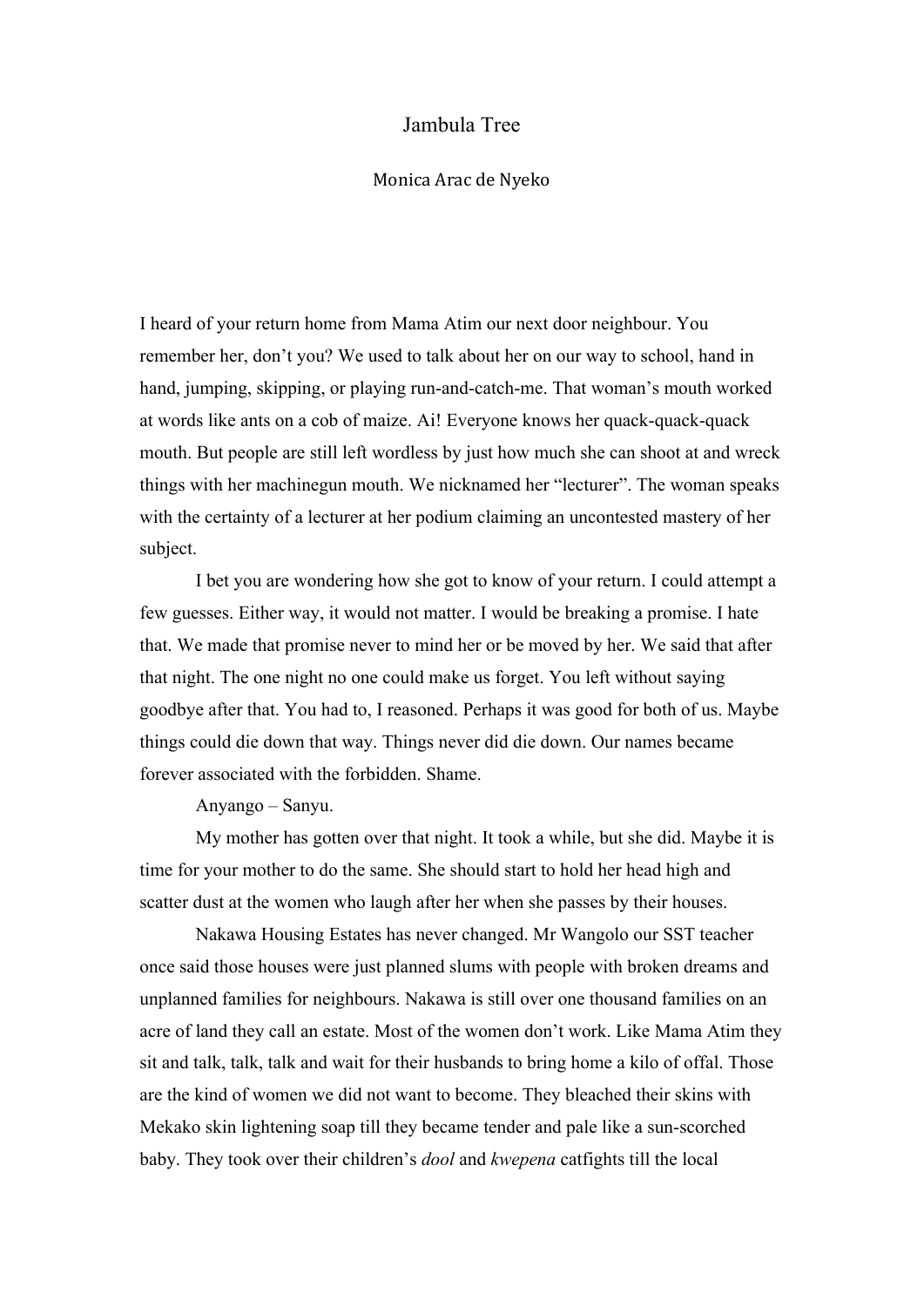# Jambula Tree

Monica Arac de Nyeko

I heard of your return home from Mama Atim our next door neighbour. You remember her, don't you? We used to talk about her on our way to school, hand in hand, jumping, skipping, or playing run-and-catch-me. That woman's mouth worked at words like ants on a cob of maize. Ai! Everyone knows her quack-quack-quack mouth. But people are still left wordless by just how much she can shoot at and wreck things with her machinegun mouth. We nicknamed her "lecturer". The woman speaks with the certainty of a lecturer at her podium claiming an uncontested mastery of her subject.

I bet you are wondering how she got to know of your return. I could attempt a few guesses. Either way, it would not matter. I would be breaking a promise. I hate that. We made that promise never to mind her or be moved by her. We said that after that night. The one night no one could make us forget. You left without saying goodbye after that. You had to, I reasoned. Perhaps it was good for both of us. Maybe things could die down that way. Things never did die down. Our names became forever associated with the forbidden. Shame.

Anyango – Sanyu.

My mother has gotten over that night. It took a while, but she did. Maybe it is time for your mother to do the same. She should start to hold her head high and scatter dust at the women who laugh after her when she passes by their houses.

Nakawa Housing Estates has never changed. Mr Wangolo our SST teacher once said those houses were just planned slums with people with broken dreams and unplanned families for neighbours. Nakawa is still over one thousand families on an acre of land they call an estate. Most of the women don't work. Like Mama Atim they sit and talk, talk, talk and wait for their husbands to bring home a kilo of offal. Those are the kind of women we did not want to become. They bleached their skins with Mekako skin lightening soap till they became tender and pale like a sun-scorched baby. They took over their children's *dool* and *kwepena* catfights till the local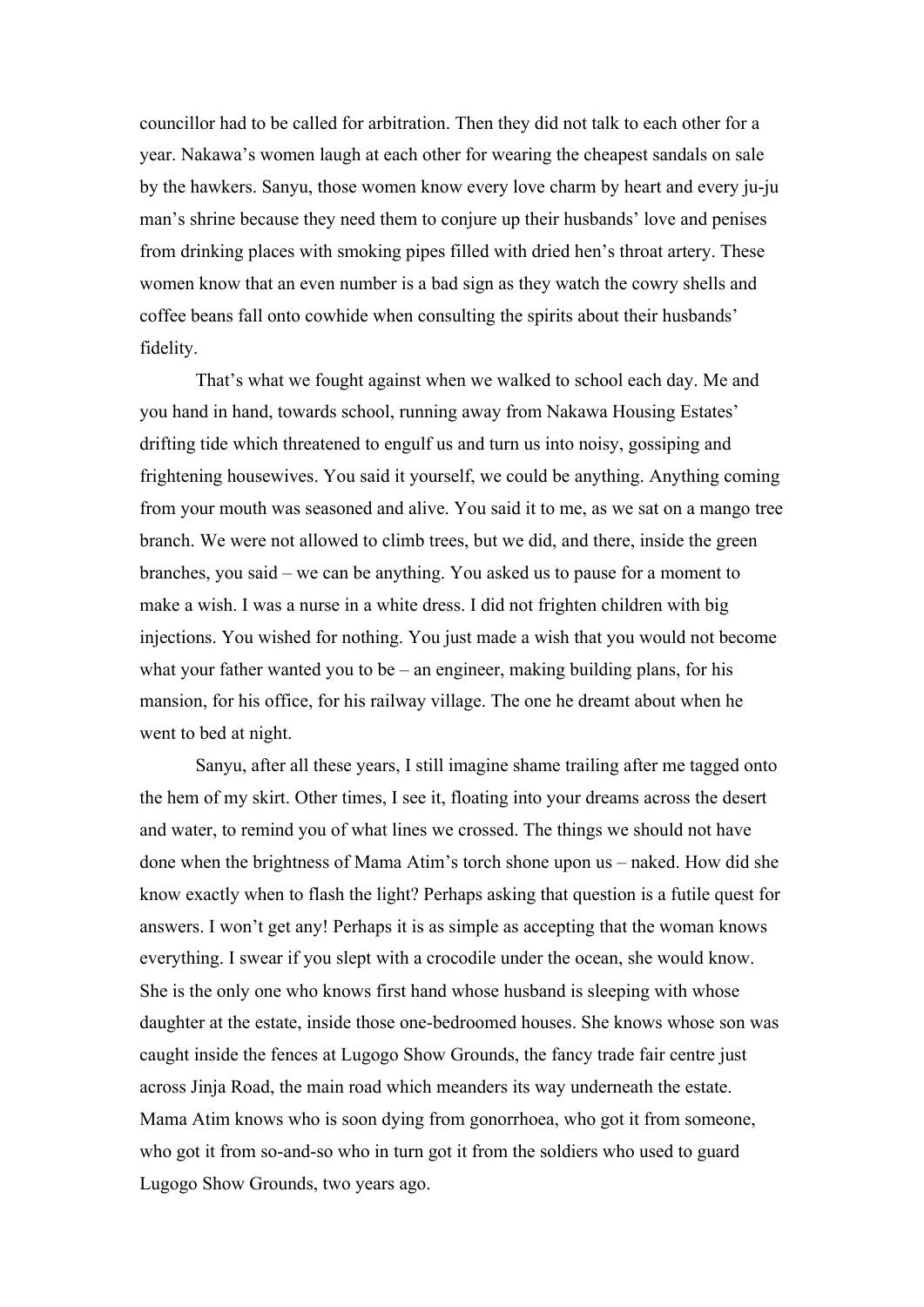councillor had to be called for arbitration. Then they did not talk to each other for a year. Nakawa's women laugh at each other for wearing the cheapest sandals on sale by the hawkers. Sanyu, those women know every love charm by heart and every ju-ju man's shrine because they need them to conjure up their husbands' love and penises from drinking places with smoking pipes filled with dried hen's throat artery. These women know that an even number is a bad sign as they watch the cowry shells and coffee beans fall onto cowhide when consulting the spirits about their husbands' fidelity.

That's what we fought against when we walked to school each day. Me and you hand in hand, towards school, running away from Nakawa Housing Estates' drifting tide which threatened to engulf us and turn us into noisy, gossiping and frightening housewives. You said it yourself, we could be anything. Anything coming from your mouth was seasoned and alive. You said it to me, as we sat on a mango tree branch. We were not allowed to climb trees, but we did, and there, inside the green branches, you said – we can be anything. You asked us to pause for a moment to make a wish. I was a nurse in a white dress. I did not frighten children with big injections. You wished for nothing. You just made a wish that you would not become what your father wanted you to be – an engineer, making building plans, for his mansion, for his office, for his railway village. The one he dreamt about when he went to bed at night.

Sanyu, after all these years, I still imagine shame trailing after me tagged onto the hem of my skirt. Other times, I see it, floating into your dreams across the desert and water, to remind you of what lines we crossed. The things we should not have done when the brightness of Mama Atim's torch shone upon us – naked. How did she know exactly when to flash the light? Perhaps asking that question is a futile quest for answers. I won't get any! Perhaps it is as simple as accepting that the woman knows everything. I swear if you slept with a crocodile under the ocean, she would know. She is the only one who knows first hand whose husband is sleeping with whose daughter at the estate, inside those one-bedroomed houses. She knows whose son was caught inside the fences at Lugogo Show Grounds, the fancy trade fair centre just across Jinja Road, the main road which meanders its way underneath the estate. Mama Atim knows who is soon dying from gonorrhoea, who got it from someone, who got it from so-and-so who in turn got it from the soldiers who used to guard Lugogo Show Grounds, two years ago.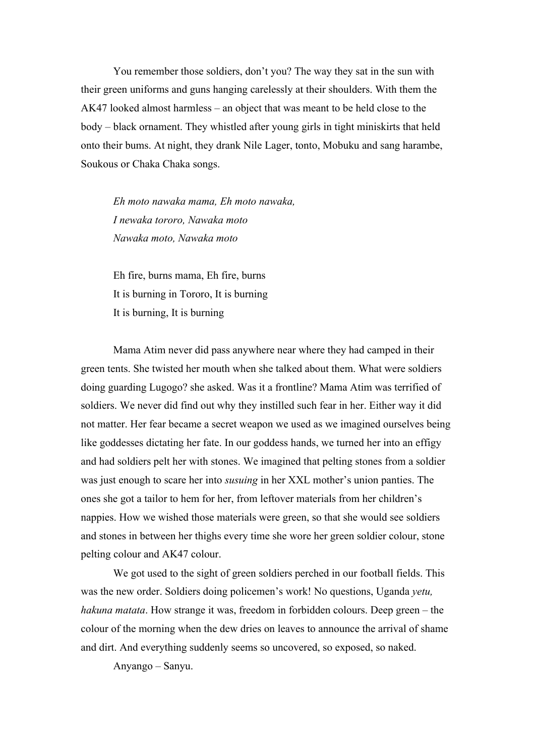You remember those soldiers, don't you? The way they sat in the sun with their green uniforms and guns hanging carelessly at their shoulders. With them the AK47 looked almost harmless – an object that was meant to be held close to the body – black ornament. They whistled after young girls in tight miniskirts that held onto their bums. At night, they drank Nile Lager, tonto, Mobuku and sang harambe, Soukous or Chaka Chaka songs.

> *Eh moto nawaka mama, Eh moto nawaka,*
> *I newaka tororo, Nawaka moto*
> *Nawaka moto, Nawaka moto*
>
> Eh fire, burns mama, Eh fire, burns
> It is burning in Tororo, It is burning
> It is burning, It is burning

Mama Atim never did pass anywhere near where they had camped in their green tents. She twisted her mouth when she talked about them. What were soldiers doing guarding Lugogo? she asked. Was it a frontline? Mama Atim was terrified of soldiers. We never did find out why they instilled such fear in her. Either way it did not matter. Her fear became a secret weapon we used as we imagined ourselves being like goddesses dictating her fate. In our goddess hands, we turned her into an effigy and had soldiers pelt her with stones. We imagined that pelting stones from a soldier was just enough to scare her into *susuing* in her XXL mother's union panties. The ones she got a tailor to hem for her, from leftover materials from her children's nappies. How we wished those materials were green, so that she would see soldiers and stones in between her thighs every time she wore her green soldier colour, stone pelting colour and AK47 colour.

We got used to the sight of green soldiers perched in our football fields. This was the new order. Soldiers doing policemen's work! No questions, Uganda *yetu, hakuna matata*. How strange it was, freedom in forbidden colours. Deep green – the colour of the morning when the dew dries on leaves to announce the arrival of shame and dirt. And everything suddenly seems so uncovered, so exposed, so naked.

Anyango – Sanyu.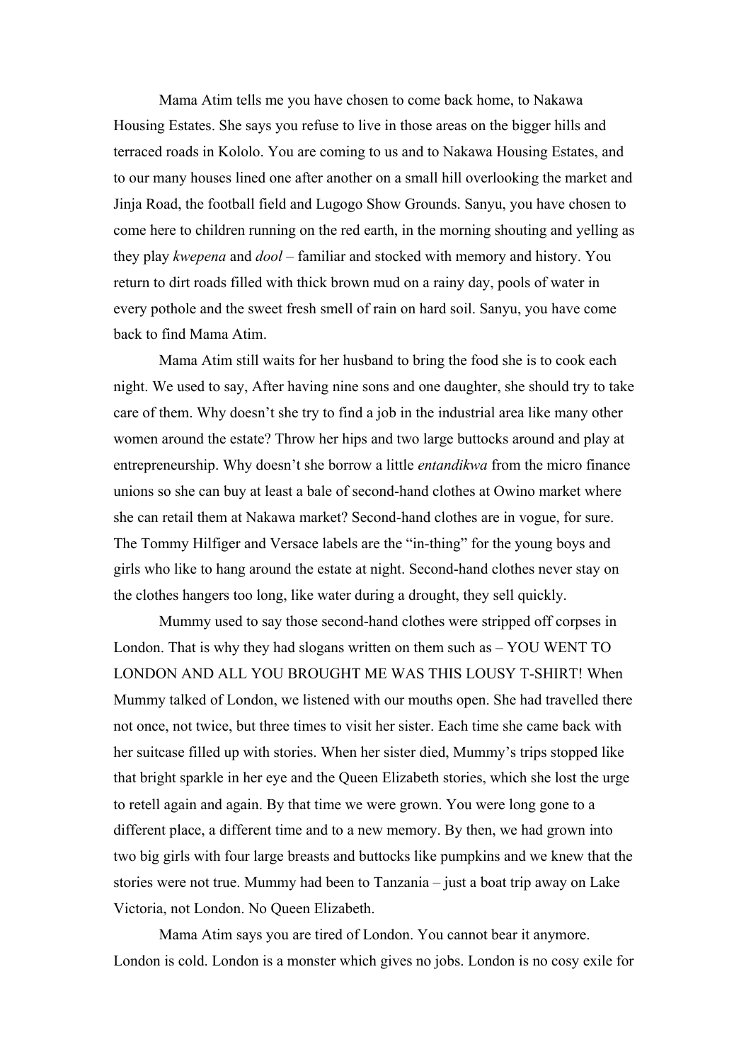Mama Atim tells me you have chosen to come back home, to Nakawa Housing Estates. She says you refuse to live in those areas on the bigger hills and terraced roads in Kololo. You are coming to us and to Nakawa Housing Estates, and to our many houses lined one after another on a small hill overlooking the market and Jinja Road, the football field and Lugogo Show Grounds. Sanyu, you have chosen to come here to children running on the red earth, in the morning shouting and yelling as they play *kwepena* and *dool* – familiar and stocked with memory and history. You return to dirt roads filled with thick brown mud on a rainy day, pools of water in every pothole and the sweet fresh smell of rain on hard soil. Sanyu, you have come back to find Mama Atim.

Mama Atim still waits for her husband to bring the food she is to cook each night. We used to say, After having nine sons and one daughter, she should try to take care of them. Why doesn't she try to find a job in the industrial area like many other women around the estate? Throw her hips and two large buttocks around and play at entrepreneurship. Why doesn't she borrow a little *entandikwa* from the micro finance unions so she can buy at least a bale of second-hand clothes at Owino market where she can retail them at Nakawa market? Second-hand clothes are in vogue, for sure. The Tommy Hilfiger and Versace labels are the "in-thing" for the young boys and girls who like to hang around the estate at night. Second-hand clothes never stay on the clothes hangers too long, like water during a drought, they sell quickly.

Mummy used to say those second-hand clothes were stripped off corpses in London. That is why they had slogans written on them such as – YOU WENT TO LONDON AND ALL YOU BROUGHT ME WAS THIS LOUSY T-SHIRT! When Mummy talked of London, we listened with our mouths open. She had travelled there not once, not twice, but three times to visit her sister. Each time she came back with her suitcase filled up with stories. When her sister died, Mummy's trips stopped like that bright sparkle in her eye and the Queen Elizabeth stories, which she lost the urge to retell again and again. By that time we were grown. You were long gone to a different place, a different time and to a new memory. By then, we had grown into two big girls with four large breasts and buttocks like pumpkins and we knew that the stories were not true. Mummy had been to Tanzania – just a boat trip away on Lake Victoria, not London. No Queen Elizabeth.

Mama Atim says you are tired of London. You cannot bear it anymore. London is cold. London is a monster which gives no jobs. London is no cosy exile for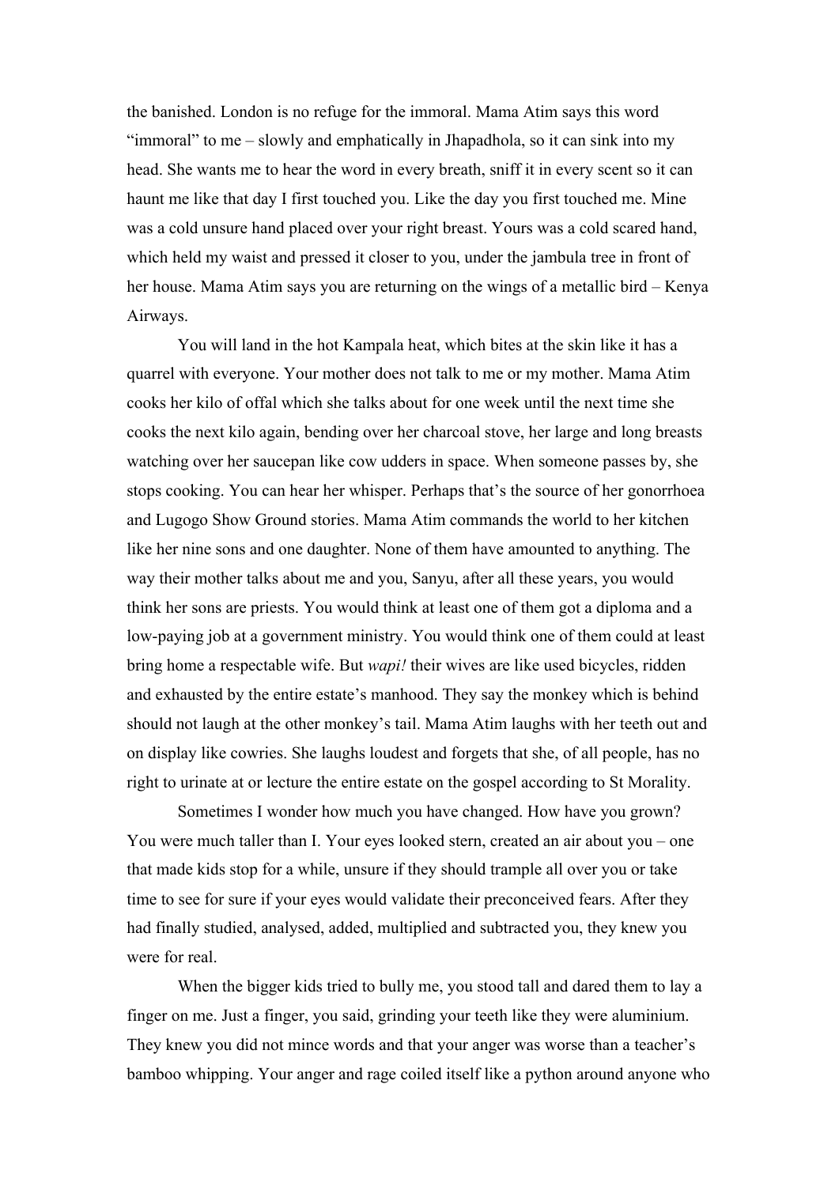the banished. London is no refuge for the immoral. Mama Atim says this word "immoral" to me – slowly and emphatically in Jhapadhola, so it can sink into my head. She wants me to hear the word in every breath, sniff it in every scent so it can haunt me like that day I first touched you. Like the day you first touched me. Mine was a cold unsure hand placed over your right breast. Yours was a cold scared hand, which held my waist and pressed it closer to you, under the jambula tree in front of her house. Mama Atim says you are returning on the wings of a metallic bird – Kenya Airways.

You will land in the hot Kampala heat, which bites at the skin like it has a quarrel with everyone. Your mother does not talk to me or my mother. Mama Atim cooks her kilo of offal which she talks about for one week until the next time she cooks the next kilo again, bending over her charcoal stove, her large and long breasts watching over her saucepan like cow udders in space. When someone passes by, she stops cooking. You can hear her whisper. Perhaps that's the source of her gonorrhoea and Lugogo Show Ground stories. Mama Atim commands the world to her kitchen like her nine sons and one daughter. None of them have amounted to anything. The way their mother talks about me and you, Sanyu, after all these years, you would think her sons are priests. You would think at least one of them got a diploma and a low-paying job at a government ministry. You would think one of them could at least bring home a respectable wife. But *wapi!* their wives are like used bicycles, ridden and exhausted by the entire estate's manhood. They say the monkey which is behind should not laugh at the other monkey's tail. Mama Atim laughs with her teeth out and on display like cowries. She laughs loudest and forgets that she, of all people, has no right to urinate at or lecture the entire estate on the gospel according to St Morality.

Sometimes I wonder how much you have changed. How have you grown? You were much taller than I. Your eyes looked stern, created an air about you – one that made kids stop for a while, unsure if they should trample all over you or take time to see for sure if your eyes would validate their preconceived fears. After they had finally studied, analysed, added, multiplied and subtracted you, they knew you were for real.

When the bigger kids tried to bully me, you stood tall and dared them to lay a finger on me. Just a finger, you said, grinding your teeth like they were aluminium. They knew you did not mince words and that your anger was worse than a teacher's bamboo whipping. Your anger and rage coiled itself like a python around anyone who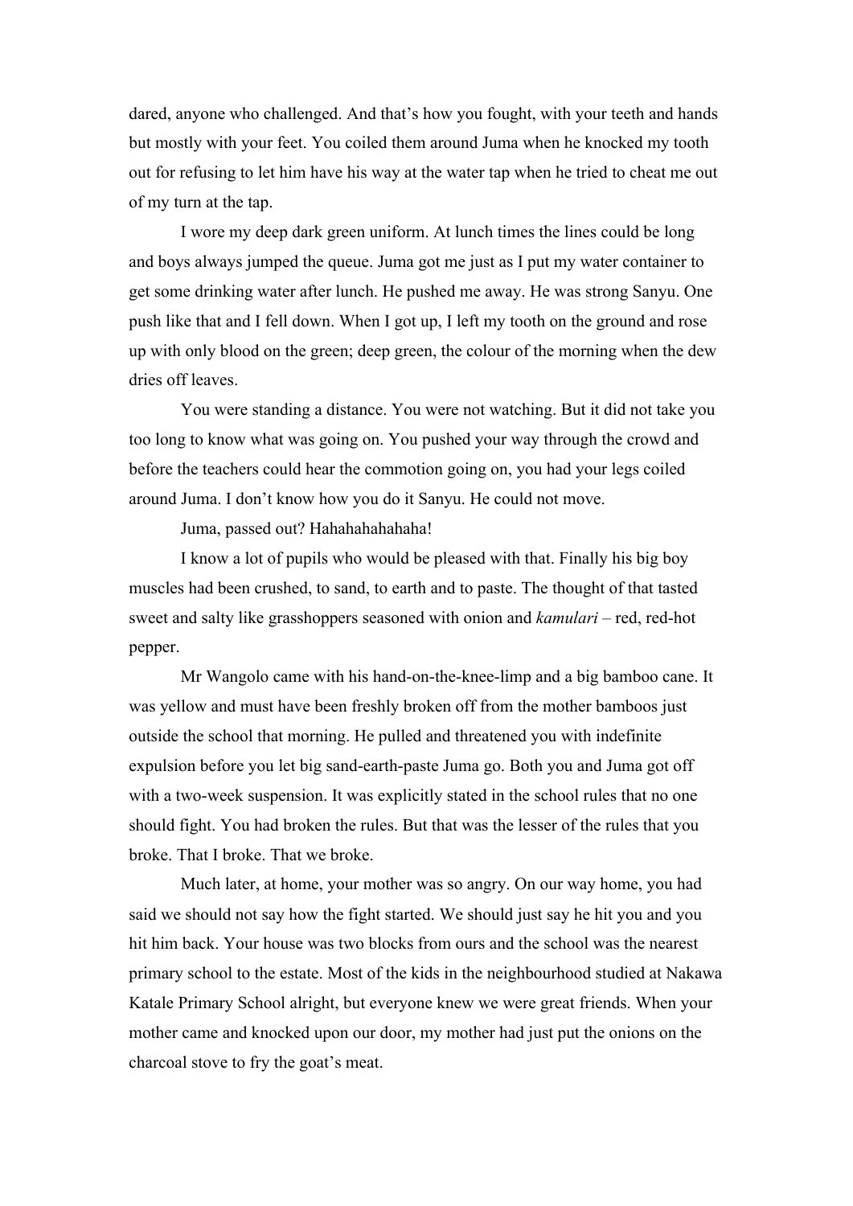dared, anyone who challenged. And that's how you fought, with your teeth and hands but mostly with your feet. You coiled them around Juma when he knocked my tooth out for refusing to let him have his way at the water tap when he tried to cheat me out of my turn at the tap.

I wore my deep dark green uniform. At lunch times the lines could be long and boys always jumped the queue. Juma got me just as I put my water container to get some drinking water after lunch. He pushed me away. He was strong Sanyu. One push like that and I fell down. When I got up, I left my tooth on the ground and rose up with only blood on the green; deep green, the colour of the morning when the dew dries off leaves.

You were standing a distance. You were not watching. But it did not take you too long to know what was going on. You pushed your way through the crowd and before the teachers could hear the commotion going on, you had your legs coiled around Juma. I don't know how you do it Sanyu. He could not move.

Juma, passed out? Hahahahahahaha!

I know a lot of pupils who would be pleased with that. Finally his big boy muscles had been crushed, to sand, to earth and to paste. The thought of that tasted sweet and salty like grasshoppers seasoned with onion and *kamulari* – red, red-hot pepper.

Mr Wangolo came with his hand-on-the-knee-limp and a big bamboo cane. It was yellow and must have been freshly broken off from the mother bamboos just outside the school that morning. He pulled and threatened you with indefinite expulsion before you let big sand-earth-paste Juma go. Both you and Juma got off with a two-week suspension. It was explicitly stated in the school rules that no one should fight. You had broken the rules. But that was the lesser of the rules that you broke. That I broke. That we broke.

Much later, at home, your mother was so angry. On our way home, you had said we should not say how the fight started. We should just say he hit you and you hit him back. Your house was two blocks from ours and the school was the nearest primary school to the estate. Most of the kids in the neighbourhood studied at Nakawa Katale Primary School alright, but everyone knew we were great friends. When your mother came and knocked upon our door, my mother had just put the onions on the charcoal stove to fry the goat's meat.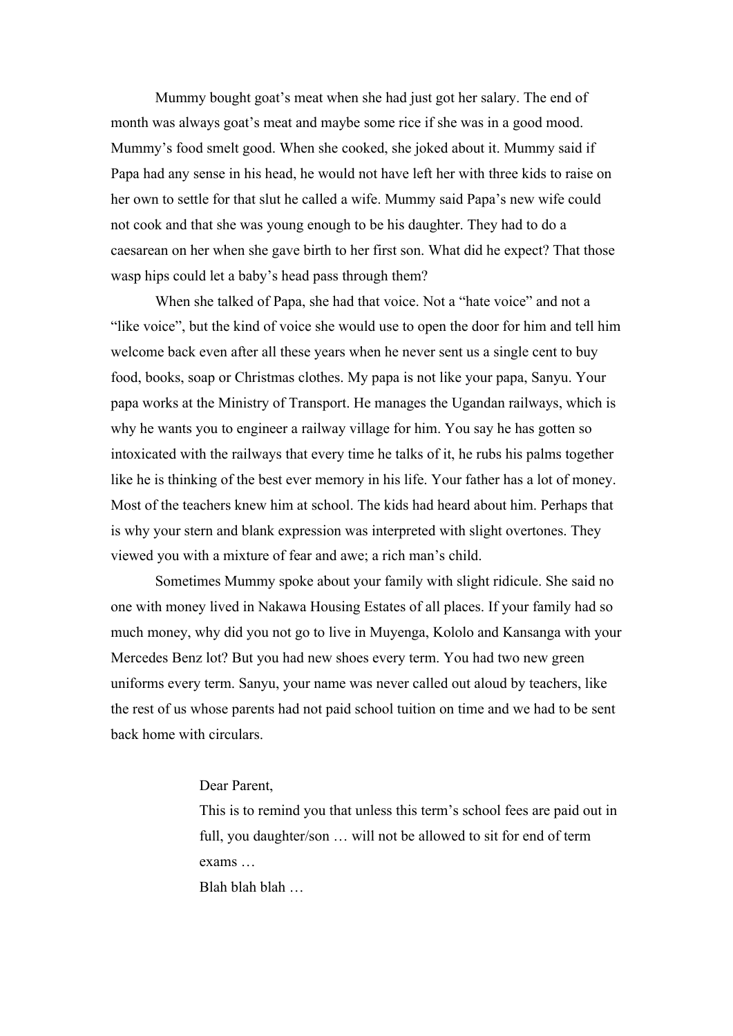Mummy bought goat's meat when she had just got her salary. The end of month was always goat's meat and maybe some rice if she was in a good mood. Mummy's food smelt good. When she cooked, she joked about it. Mummy said if Papa had any sense in his head, he would not have left her with three kids to raise on her own to settle for that slut he called a wife. Mummy said Papa's new wife could not cook and that she was young enough to be his daughter. They had to do a caesarean on her when she gave birth to her first son. What did he expect? That those wasp hips could let a baby's head pass through them?

When she talked of Papa, she had that voice. Not a "hate voice" and not a "like voice", but the kind of voice she would use to open the door for him and tell him welcome back even after all these years when he never sent us a single cent to buy food, books, soap or Christmas clothes. My papa is not like your papa, Sanyu. Your papa works at the Ministry of Transport. He manages the Ugandan railways, which is why he wants you to engineer a railway village for him. You say he has gotten so intoxicated with the railways that every time he talks of it, he rubs his palms together like he is thinking of the best ever memory in his life. Your father has a lot of money. Most of the teachers knew him at school. The kids had heard about him. Perhaps that is why your stern and blank expression was interpreted with slight overtones. They viewed you with a mixture of fear and awe; a rich man's child.

Sometimes Mummy spoke about your family with slight ridicule. She said no one with money lived in Nakawa Housing Estates of all places. If your family had so much money, why did you not go to live in Muyenga, Kololo and Kansanga with your Mercedes Benz lot? But you had new shoes every term. You had two new green uniforms every term. Sanyu, your name was never called out aloud by teachers, like the rest of us whose parents had not paid school tuition on time and we had to be sent back home with circulars.

> Dear Parent,
>
> This is to remind you that unless this term's school fees are paid out in full, you daughter/son … will not be allowed to sit for end of term exams …
>
> Blah blah blah …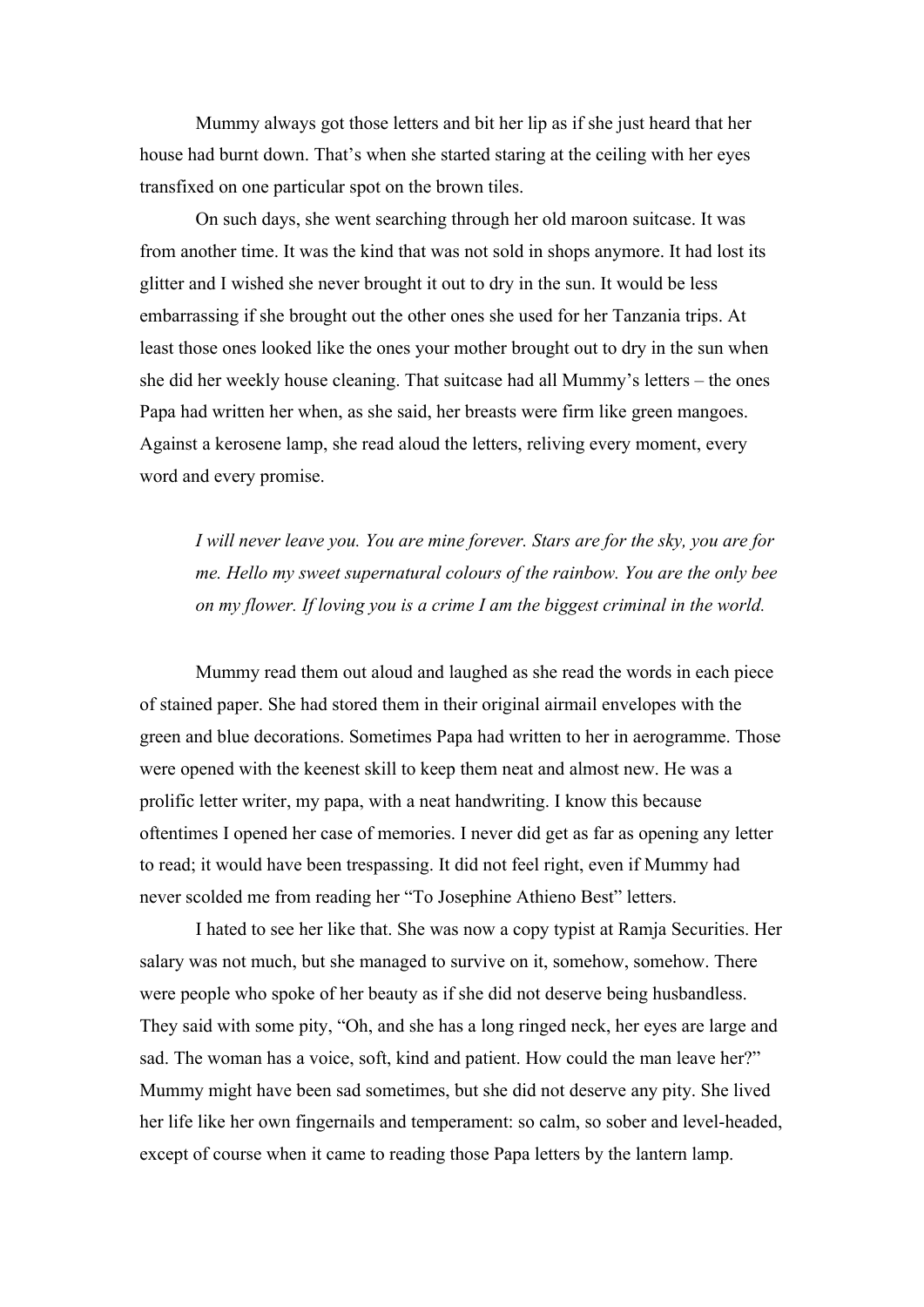Mummy always got those letters and bit her lip as if she just heard that her house had burnt down. That's when she started staring at the ceiling with her eyes transfixed on one particular spot on the brown tiles.

On such days, she went searching through her old maroon suitcase. It was from another time. It was the kind that was not sold in shops anymore. It had lost its glitter and I wished she never brought it out to dry in the sun. It would be less embarrassing if she brought out the other ones she used for her Tanzania trips. At least those ones looked like the ones your mother brought out to dry in the sun when she did her weekly house cleaning. That suitcase had all Mummy's letters – the ones Papa had written her when, as she said, her breasts were firm like green mangoes. Against a kerosene lamp, she read aloud the letters, reliving every moment, every word and every promise.

> *I will never leave you. You are mine forever. Stars are for the sky, you are for me. Hello my sweet supernatural colours of the rainbow. You are the only bee on my flower. If loving you is a crime I am the biggest criminal in the world.*

Mummy read them out aloud and laughed as she read the words in each piece of stained paper. She had stored them in their original airmail envelopes with the green and blue decorations. Sometimes Papa had written to her in aerogramme. Those were opened with the keenest skill to keep them neat and almost new. He was a prolific letter writer, my papa, with a neat handwriting. I know this because oftentimes I opened her case of memories. I never did get as far as opening any letter to read; it would have been trespassing. It did not feel right, even if Mummy had never scolded me from reading her "To Josephine Athieno Best" letters.

I hated to see her like that. She was now a copy typist at Ramja Securities. Her salary was not much, but she managed to survive on it, somehow, somehow. There were people who spoke of her beauty as if she did not deserve being husbandless. They said with some pity, "Oh, and she has a long ringed neck, her eyes are large and sad. The woman has a voice, soft, kind and patient. How could the man leave her?" Mummy might have been sad sometimes, but she did not deserve any pity. She lived her life like her own fingernails and temperament: so calm, so sober and level-headed, except of course when it came to reading those Papa letters by the lantern lamp.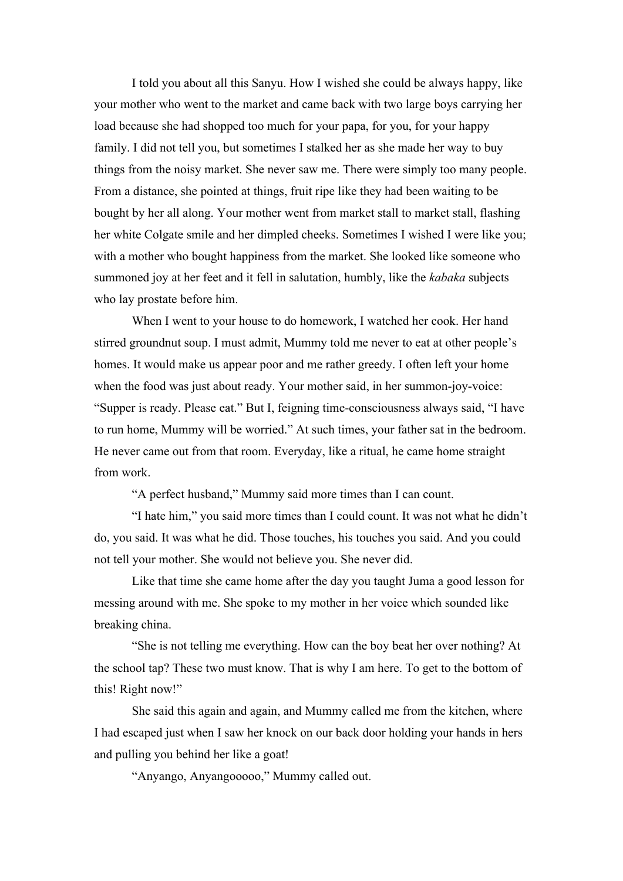I told you about all this Sanyu. How I wished she could be always happy, like your mother who went to the market and came back with two large boys carrying her load because she had shopped too much for your papa, for you, for your happy family. I did not tell you, but sometimes I stalked her as she made her way to buy things from the noisy market. She never saw me. There were simply too many people. From a distance, she pointed at things, fruit ripe like they had been waiting to be bought by her all along. Your mother went from market stall to market stall, flashing her white Colgate smile and her dimpled cheeks. Sometimes I wished I were like you; with a mother who bought happiness from the market. She looked like someone who summoned joy at her feet and it fell in salutation, humbly, like the *kabaka* subjects who lay prostate before him.

When I went to your house to do homework, I watched her cook. Her hand stirred groundnut soup. I must admit, Mummy told me never to eat at other people's homes. It would make us appear poor and me rather greedy. I often left your home when the food was just about ready. Your mother said, in her summon-joy-voice: "Supper is ready. Please eat." But I, feigning time-consciousness always said, "I have to run home, Mummy will be worried." At such times, your father sat in the bedroom. He never came out from that room. Everyday, like a ritual, he came home straight from work.

"A perfect husband," Mummy said more times than I can count.

"I hate him," you said more times than I could count. It was not what he didn't do, you said. It was what he did. Those touches, his touches you said. And you could not tell your mother. She would not believe you. She never did.

Like that time she came home after the day you taught Juma a good lesson for messing around with me. She spoke to my mother in her voice which sounded like breaking china.

"She is not telling me everything. How can the boy beat her over nothing? At the school tap? These two must know. That is why I am here. To get to the bottom of this! Right now!"

She said this again and again, and Mummy called me from the kitchen, where I had escaped just when I saw her knock on our back door holding your hands in hers and pulling you behind her like a goat!

"Anyango, Anyangooooo," Mummy called out.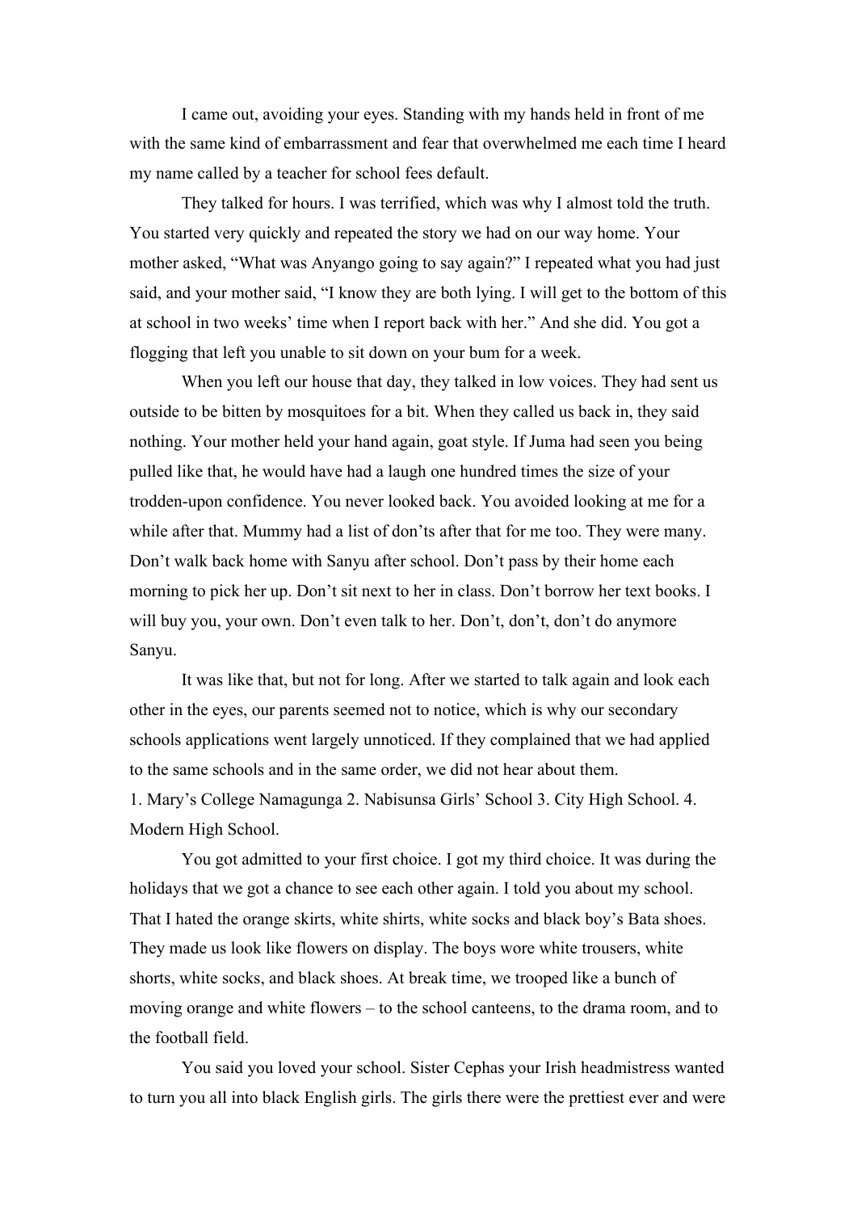I came out, avoiding your eyes. Standing with my hands held in front of me with the same kind of embarrassment and fear that overwhelmed me each time I heard my name called by a teacher for school fees default.

They talked for hours. I was terrified, which was why I almost told the truth. You started very quickly and repeated the story we had on our way home. Your mother asked, "What was Anyango going to say again?" I repeated what you had just said, and your mother said, "I know they are both lying. I will get to the bottom of this at school in two weeks' time when I report back with her." And she did. You got a flogging that left you unable to sit down on your bum for a week.

When you left our house that day, they talked in low voices. They had sent us outside to be bitten by mosquitoes for a bit. When they called us back in, they said nothing. Your mother held your hand again, goat style. If Juma had seen you being pulled like that, he would have had a laugh one hundred times the size of your trodden-upon confidence. You never looked back. You avoided looking at me for a while after that. Mummy had a list of don'ts after that for me too. They were many. Don't walk back home with Sanyu after school. Don't pass by their home each morning to pick her up. Don't sit next to her in class. Don't borrow her text books. I will buy you, your own. Don't even talk to her. Don't, don't, don't do anymore Sanyu.

It was like that, but not for long. After we started to talk again and look each other in the eyes, our parents seemed not to notice, which is why our secondary schools applications went largely unnoticed. If they complained that we had applied to the same schools and in the same order, we did not hear about them.

1. Mary's College Namagunga 2. Nabisunsa Girls' School 3. City High School. 4. Modern High School.

You got admitted to your first choice. I got my third choice. It was during the holidays that we got a chance to see each other again. I told you about my school. That I hated the orange skirts, white shirts, white socks and black boy's Bata shoes. They made us look like flowers on display. The boys wore white trousers, white shorts, white socks, and black shoes. At break time, we trooped like a bunch of moving orange and white flowers – to the school canteens, to the drama room, and to the football field.

You said you loved your school. Sister Cephas your Irish headmistress wanted to turn you all into black English girls. The girls there were the prettiest ever and were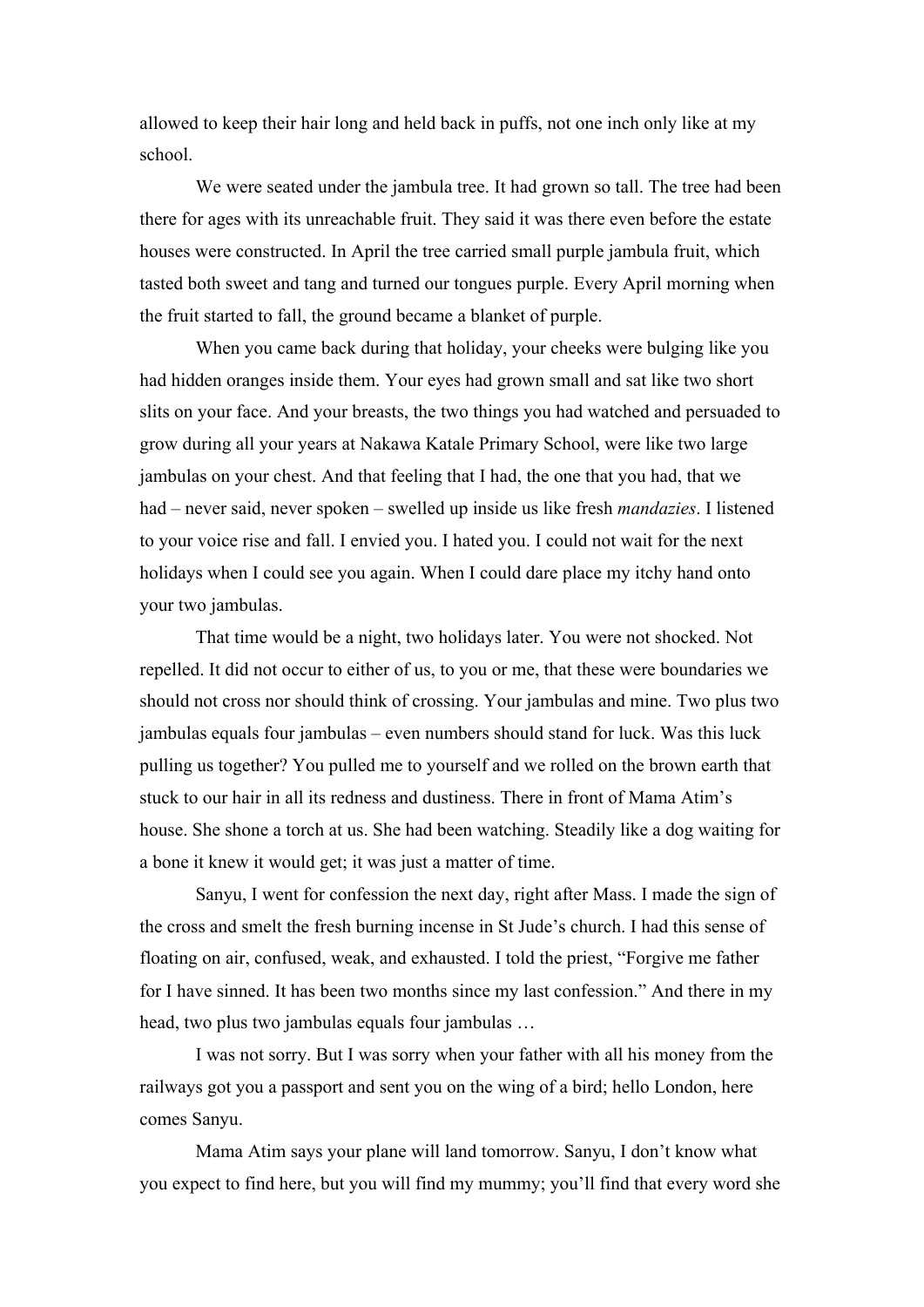allowed to keep their hair long and held back in puffs, not one inch only like at my school.

We were seated under the jambula tree. It had grown so tall. The tree had been there for ages with its unreachable fruit. They said it was there even before the estate houses were constructed. In April the tree carried small purple jambula fruit, which tasted both sweet and tang and turned our tongues purple. Every April morning when the fruit started to fall, the ground became a blanket of purple.

When you came back during that holiday, your cheeks were bulging like you had hidden oranges inside them. Your eyes had grown small and sat like two short slits on your face. And your breasts, the two things you had watched and persuaded to grow during all your years at Nakawa Katale Primary School, were like two large jambulas on your chest. And that feeling that I had, the one that you had, that we had – never said, never spoken – swelled up inside us like fresh *mandazies*. I listened to your voice rise and fall. I envied you. I hated you. I could not wait for the next holidays when I could see you again. When I could dare place my itchy hand onto your two jambulas.

That time would be a night, two holidays later. You were not shocked. Not repelled. It did not occur to either of us, to you or me, that these were boundaries we should not cross nor should think of crossing. Your jambulas and mine. Two plus two jambulas equals four jambulas – even numbers should stand for luck. Was this luck pulling us together? You pulled me to yourself and we rolled on the brown earth that stuck to our hair in all its redness and dustiness. There in front of Mama Atim's house. She shone a torch at us. She had been watching. Steadily like a dog waiting for a bone it knew it would get; it was just a matter of time.

Sanyu, I went for confession the next day, right after Mass. I made the sign of the cross and smelt the fresh burning incense in St Jude's church. I had this sense of floating on air, confused, weak, and exhausted. I told the priest, "Forgive me father for I have sinned. It has been two months since my last confession." And there in my head, two plus two jambulas equals four jambulas …

I was not sorry. But I was sorry when your father with all his money from the railways got you a passport and sent you on the wing of a bird; hello London, here comes Sanyu.

Mama Atim says your plane will land tomorrow. Sanyu, I don't know what you expect to find here, but you will find my mummy; you'll find that every word she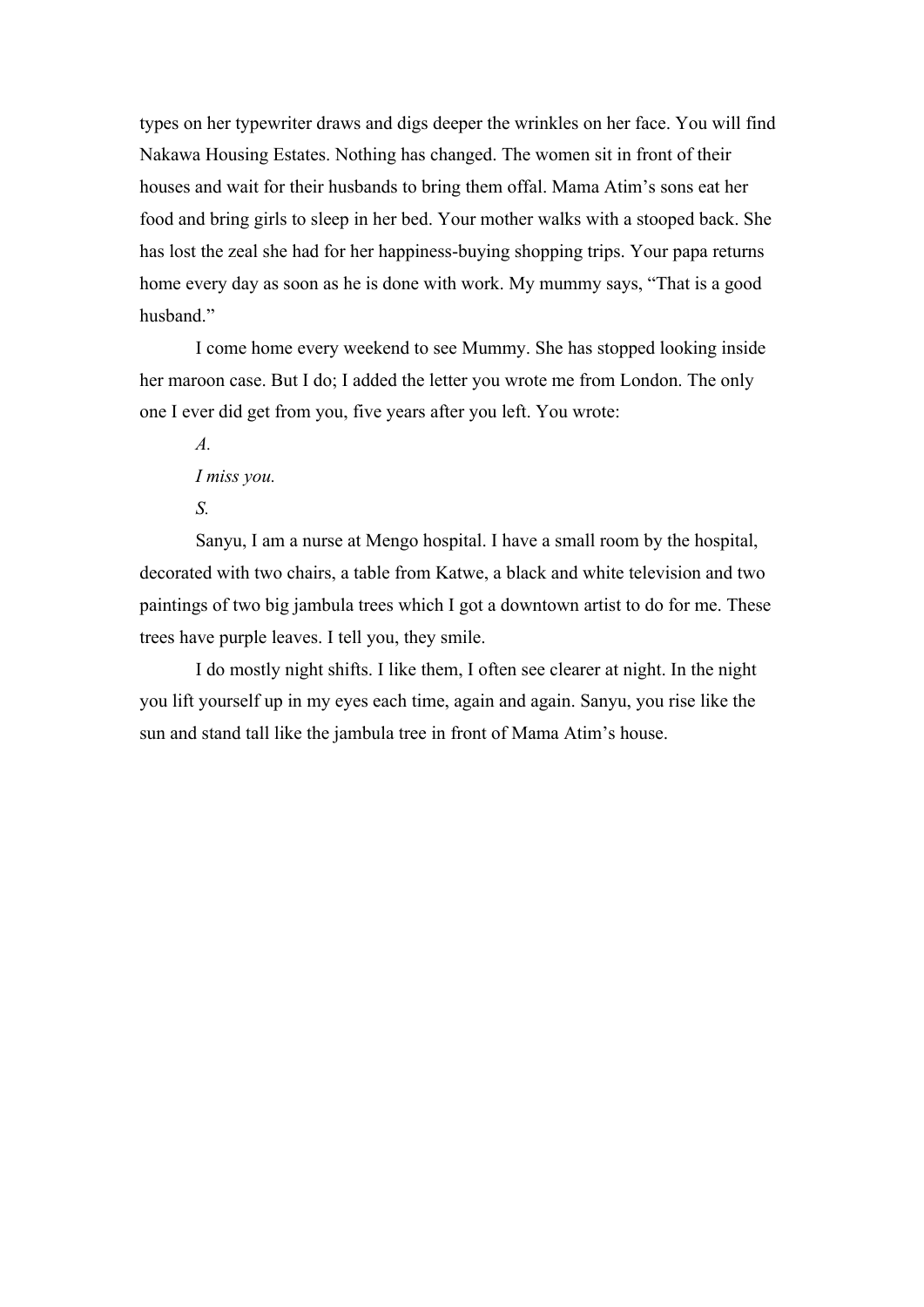types on her typewriter draws and digs deeper the wrinkles on her face. You will find Nakawa Housing Estates. Nothing has changed. The women sit in front of their houses and wait for their husbands to bring them offal. Mama Atim's sons eat her food and bring girls to sleep in her bed. Your mother walks with a stooped back. She has lost the zeal she had for her happiness-buying shopping trips. Your papa returns home every day as soon as he is done with work. My mummy says, "That is a good husband."

I come home every weekend to see Mummy. She has stopped looking inside her maroon case. But I do; I added the letter you wrote me from London. The only one I ever did get from you, five years after you left. You wrote:

*A.*

*I miss you.*

*S.*

Sanyu, I am a nurse at Mengo hospital. I have a small room by the hospital, decorated with two chairs, a table from Katwe, a black and white television and two paintings of two big jambula trees which I got a downtown artist to do for me. These trees have purple leaves. I tell you, they smile.

I do mostly night shifts. I like them, I often see clearer at night. In the night you lift yourself up in my eyes each time, again and again. Sanyu, you rise like the sun and stand tall like the jambula tree in front of Mama Atim's house.